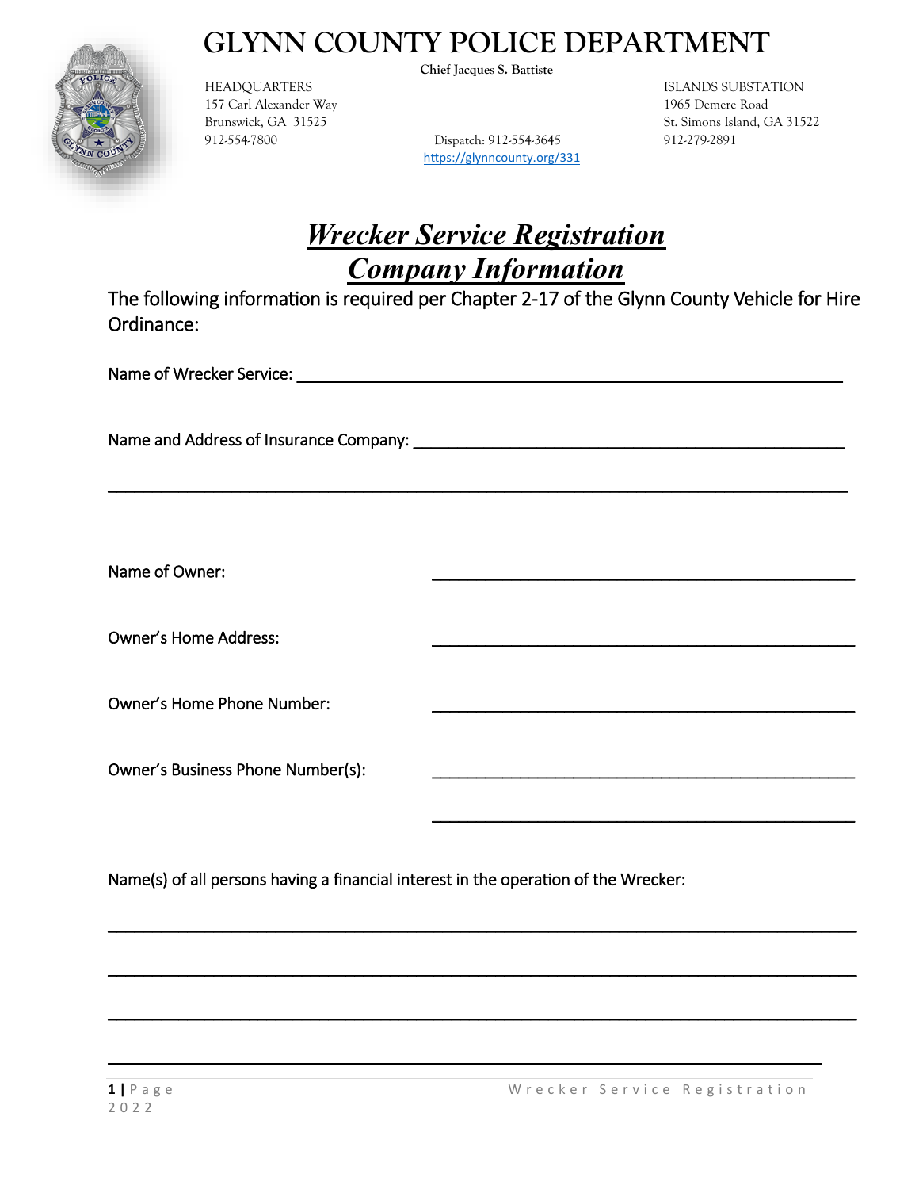# GLYNN COUNTY POLICE DEPARTMENT

**Chief Jacques S. Battiste**

HEADQUARTERS
157 Carl Alexander Way
Brunswick, GA 31525
912-554-7800

Dispatch: 912-554-3645
https://glynncounty.org/331

ISLANDS SUBSTATION
1965 Demere Road
St. Simons Island, GA 31522
912-279-2891

## ***Wrecker Service Registration***
## ***Company Information***

The following information is required per Chapter 2-17 of the Glynn County Vehicle for Hire Ordinance:

Name of Wrecker Service: ______________________________________________

Name and Address of Insurance Company: ______________________________________________

______________________________________________

Name of Owner: ______________________________________________

Owner's Home Address: ______________________________________________

Owner's Home Phone Number: ______________________________________________

Owner's Business Phone Number(s): ______________________________________________

______________________________________________

Name(s) of all persons having a financial interest in the operation of the Wrecker:

______________________________________________

______________________________________________

______________________________________________

______________________________________________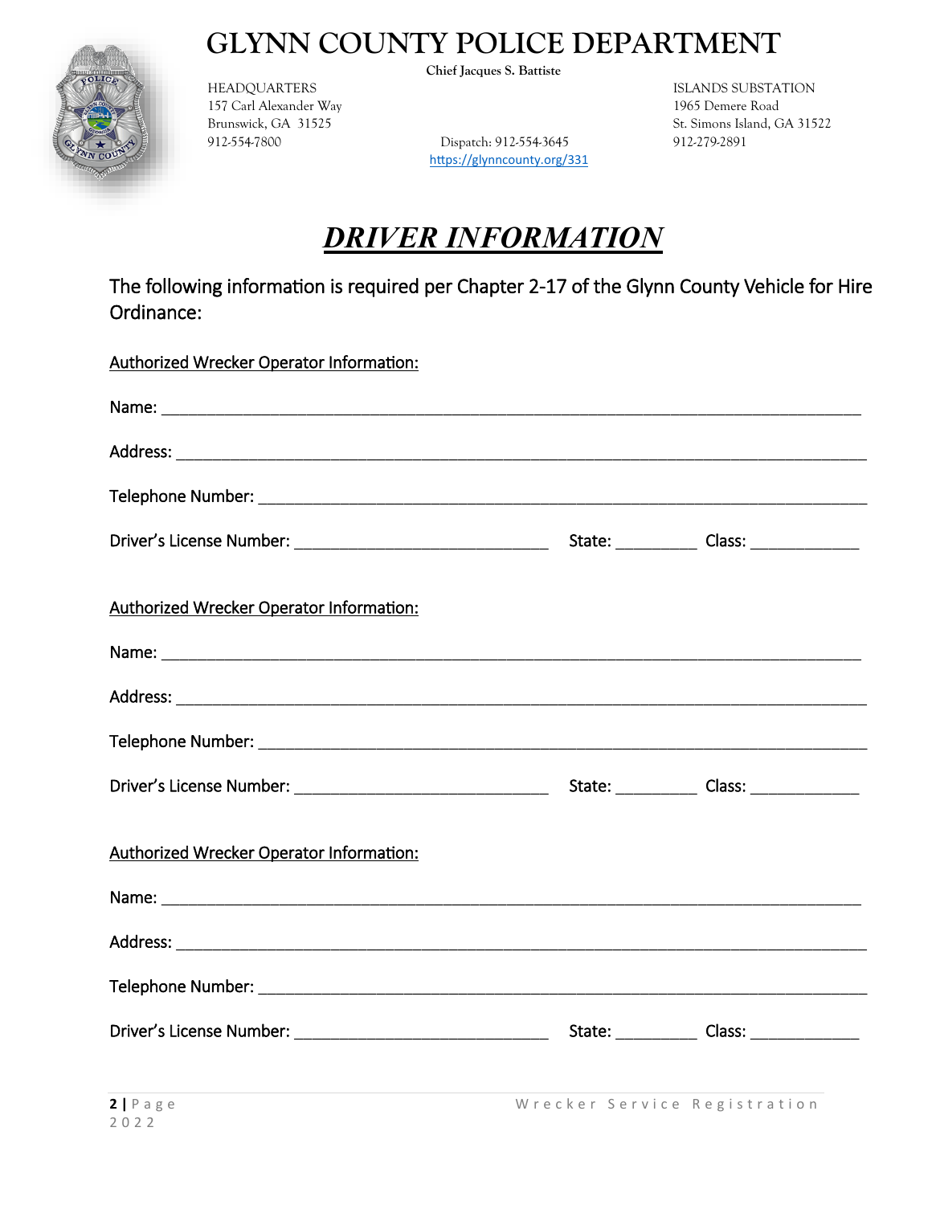# GLYNN COUNTY POLICE DEPARTMENT

**Chief Jacques S. Battiste**

HEADQUARTERS
157 Carl Alexander Way
Brunswick, GA 31525
912-554-7800

Dispatch: 912-554-3645
https://glynncounty.org/331

ISLANDS SUBSTATION
1965 Demere Road
St. Simons Island, GA 31522
912-279-2891

## ***DRIVER INFORMATION***

The following information is required per Chapter 2-17 of the Glynn County Vehicle for Hire Ordinance:

Authorized Wrecker Operator Information:

Name: ______________________________________________________________________________

Address: ____________________________________________________________________________

Telephone Number: ____________________________________________________________________

Driver's License Number: ___________________________ State: _________ Class: ____________

Authorized Wrecker Operator Information:

Name: ______________________________________________________________________________

Address: ____________________________________________________________________________

Telephone Number: ____________________________________________________________________

Driver's License Number: ___________________________ State: _________ Class: ____________

Authorized Wrecker Operator Information:

Name: ______________________________________________________________________________

Address: ____________________________________________________________________________

Telephone Number: ____________________________________________________________________

Driver's License Number: ___________________________ State: _________ Class: ____________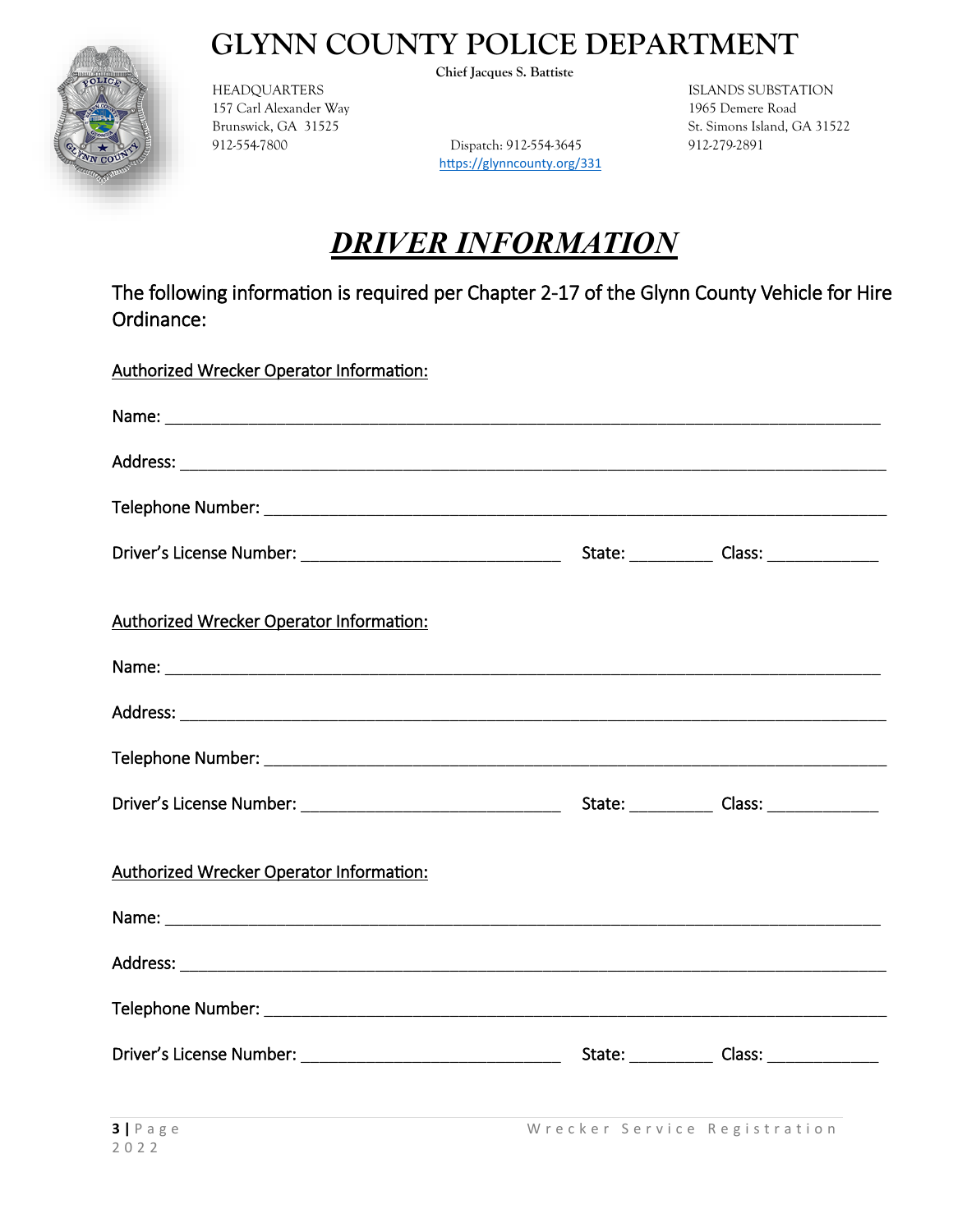# GLYNN COUNTY POLICE DEPARTMENT

**Chief Jacques S. Battiste**

HEADQUARTERS
157 Carl Alexander Way
Brunswick, GA 31525
912-554-7800

Dispatch: 912-554-3645
https://glynncounty.org/331

ISLANDS SUBSTATION
1965 Demere Road
St. Simons Island, GA 31522
912-279-2891

## ***DRIVER INFORMATION***

The following information is required per Chapter 2-17 of the Glynn County Vehicle for Hire Ordinance:

Authorized Wrecker Operator Information:

Name: ______________________________________________

Address: ______________________________________________

Telephone Number: ______________________________________________

Driver's License Number: ____________________ State: _________ Class: ____________

Authorized Wrecker Operator Information:

Name: ______________________________________________

Address: ______________________________________________

Telephone Number: ______________________________________________

Driver's License Number: ____________________ State: _________ Class: ____________

Authorized Wrecker Operator Information:

Name: ______________________________________________

Address: ______________________________________________

Telephone Number: ______________________________________________

Driver's License Number: ____________________ State: _________ Class: ____________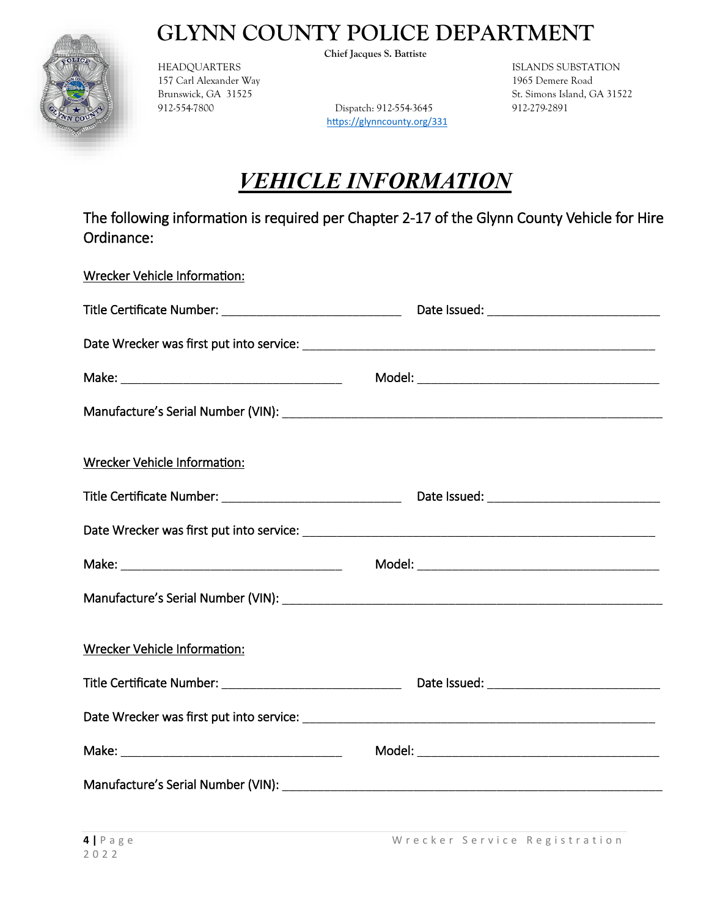# GLYNN COUNTY POLICE DEPARTMENT

**Chief Jacques S. Battiste**

HEADQUARTERS
157 Carl Alexander Way
Brunswick, GA 31525
912-554-7800

Dispatch: 912-554-3645
https://glynncounty.org/331

ISLANDS SUBSTATION
1965 Demere Road
St. Simons Island, GA 31522
912-279-2891

## ***VEHICLE INFORMATION***

The following information is required per Chapter 2-17 of the Glynn County Vehicle for Hire Ordinance:

Wrecker Vehicle Information:

Title Certificate Number: ____________________________ Date Issued: ___________________________

Date Wrecker was first put into service: _______________________________________________________

Make: __________________________________ Model: _____________________________________

Manufacture's Serial Number (VIN): __________________________________________________________

Wrecker Vehicle Information:

Title Certificate Number: ____________________________ Date Issued: ___________________________

Date Wrecker was first put into service: _______________________________________________________

Make: __________________________________ Model: _____________________________________

Manufacture's Serial Number (VIN): __________________________________________________________

Wrecker Vehicle Information:

Title Certificate Number: ____________________________ Date Issued: ___________________________

Date Wrecker was first put into service: _______________________________________________________

Make: __________________________________ Model: _____________________________________

Manufacture's Serial Number (VIN): __________________________________________________________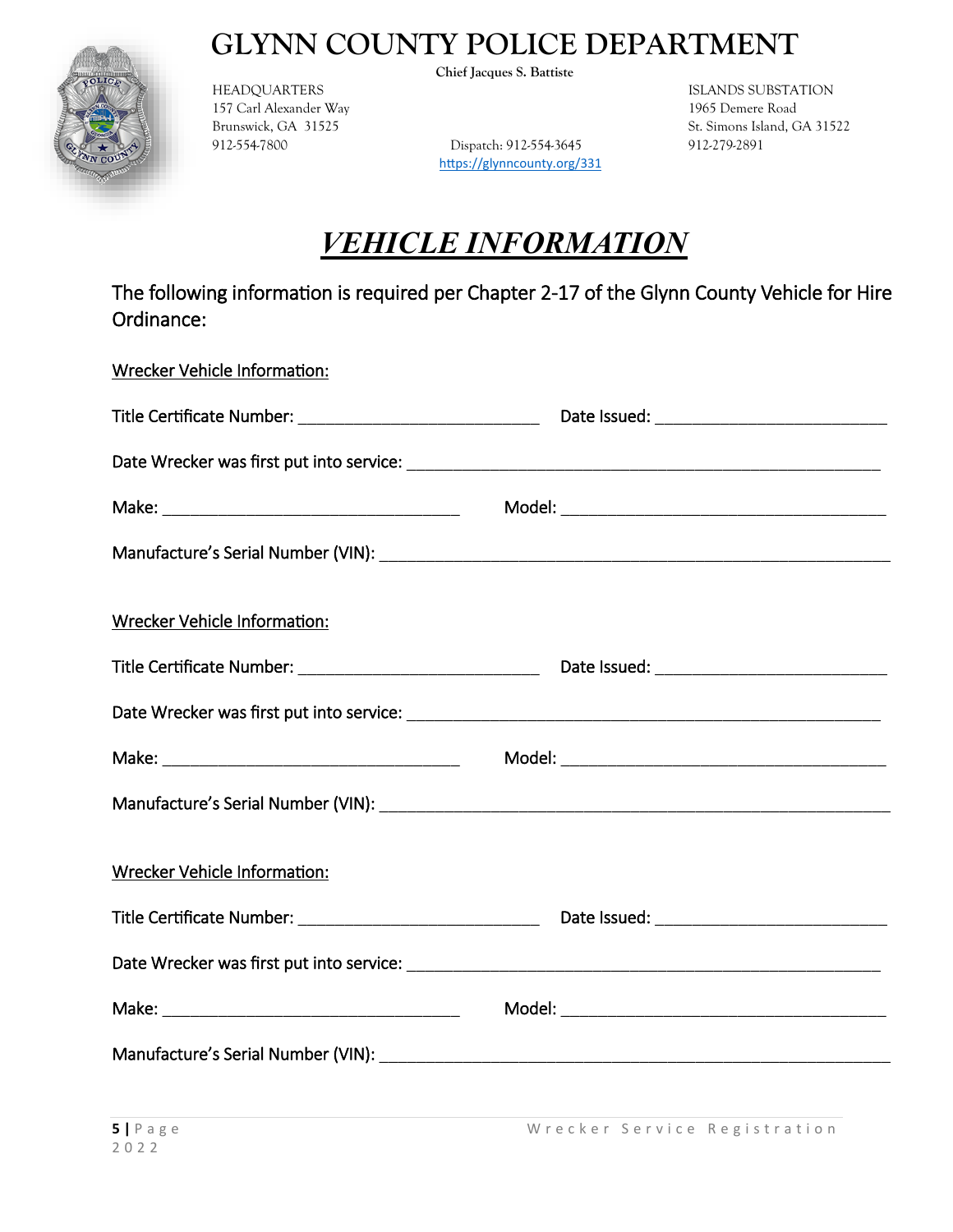# GLYNN COUNTY POLICE DEPARTMENT

**Chief Jacques S. Battiste**

HEADQUARTERS
157 Carl Alexander Way
Brunswick, GA 31525
912-554-7800

Dispatch: 912-554-3645
https://glynncounty.org/331

ISLANDS SUBSTATION
1965 Demere Road
St. Simons Island, GA 31522
912-279-2891

## ***VEHICLE INFORMATION***

The following information is required per Chapter 2-17 of the Glynn County Vehicle for Hire Ordinance:

Wrecker Vehicle Information:

Title Certificate Number: ____________________________ Date Issued: ___________________________

Date Wrecker was first put into service: _______________________________________________________

Make: __________________________________ Model: _____________________________________

Manufacture's Serial Number (VIN): _________________________________________________________

Wrecker Vehicle Information:

Title Certificate Number: ____________________________ Date Issued: ___________________________

Date Wrecker was first put into service: _______________________________________________________

Make: __________________________________ Model: _____________________________________

Manufacture's Serial Number (VIN): _________________________________________________________

Wrecker Vehicle Information:

Title Certificate Number: ____________________________ Date Issued: ___________________________

Date Wrecker was first put into service: _______________________________________________________

Make: __________________________________ Model: _____________________________________

Manufacture's Serial Number (VIN): _________________________________________________________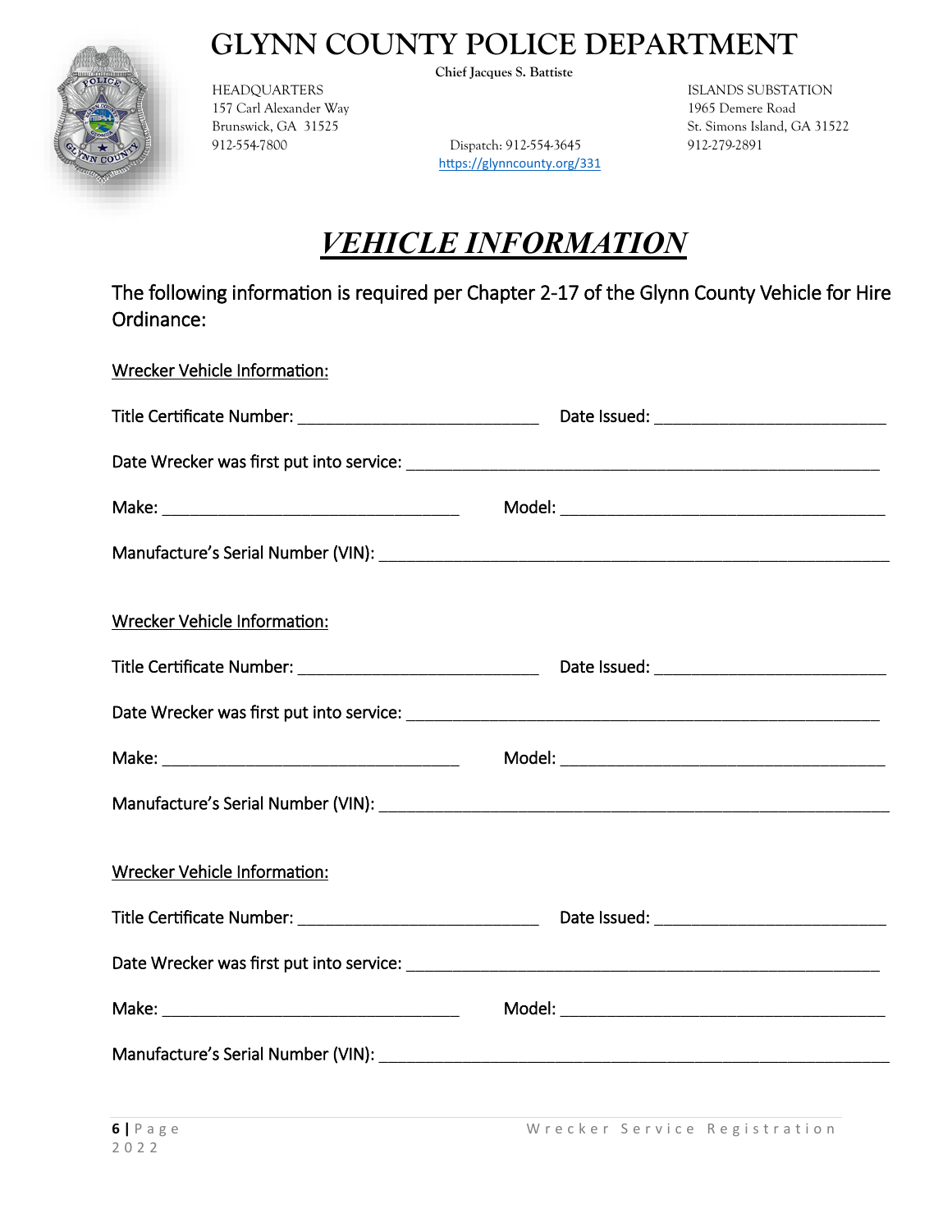# GLYNN COUNTY POLICE DEPARTMENT

**Chief Jacques S. Battiste**

HEADQUARTERS
157 Carl Alexander Way
Brunswick, GA 31525
912-554-7800

Dispatch: 912-554-3645
https://glynncounty.org/331

ISLANDS SUBSTATION
1965 Demere Road
St. Simons Island, GA 31522
912-279-2891

## ***VEHICLE INFORMATION***

The following information is required per Chapter 2-17 of the Glynn County Vehicle for Hire Ordinance:

Wrecker Vehicle Information:

Title Certificate Number: ____________________________ Date Issued: ___________________________

Date Wrecker was first put into service: _______________________________________________________

Make: __________________________________ Model: ______________________________________

Manufacture's Serial Number (VIN): ____________________________________________________________

Wrecker Vehicle Information:

Title Certificate Number: ____________________________ Date Issued: ___________________________

Date Wrecker was first put into service: _______________________________________________________

Make: __________________________________ Model: ______________________________________

Manufacture's Serial Number (VIN): ____________________________________________________________

Wrecker Vehicle Information:

Title Certificate Number: ____________________________ Date Issued: ___________________________

Date Wrecker was first put into service: _______________________________________________________

Make: __________________________________ Model: ______________________________________

Manufacture's Serial Number (VIN): ____________________________________________________________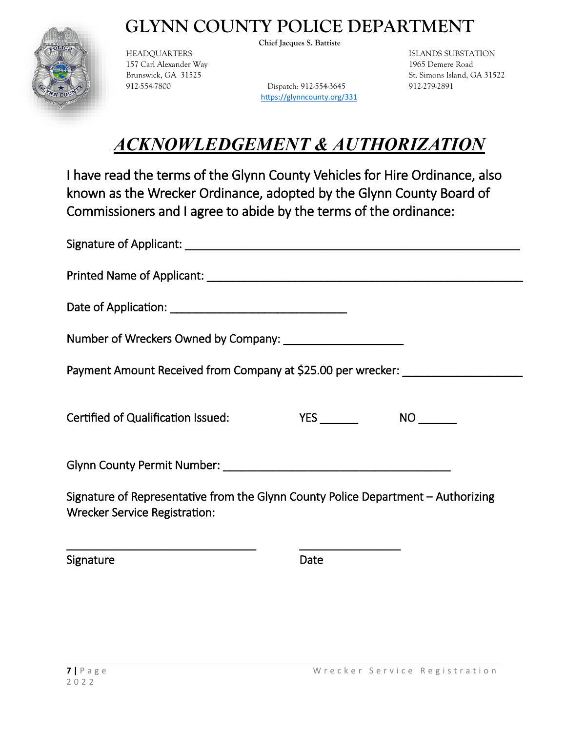# GLYNN COUNTY POLICE DEPARTMENT

**Chief Jacques S. Battiste**

HEADQUARTERS
157 Carl Alexander Way
Brunswick, GA 31525
912-554-7800

Dispatch: 912-554-3645
https://glynncounty.org/331

ISLANDS SUBSTATION
1965 Demere Road
St. Simons Island, GA 31522
912-279-2891

## ***ACKNOWLEDGEMENT & AUTHORIZATION***

I have read the terms of the Glynn County Vehicles for Hire Ordinance, also known as the Wrecker Ordinance, adopted by the Glynn County Board of Commissioners and I agree to abide by the terms of the ordinance:

Signature of Applicant: ____________________________________________

Printed Name of Applicant: ____________________________________________

Date of Application: ________________________

Number of Wreckers Owned by Company: ________________

Payment Amount Received from Company at $25.00 per wrecker: ________________

Certified of Qualification Issued: YES _____ NO _____

Glynn County Permit Number: ______________________________

Signature of Representative from the Glynn County Police Department – Authorizing Wrecker Service Registration:

__________________________ ______________

Signature Date